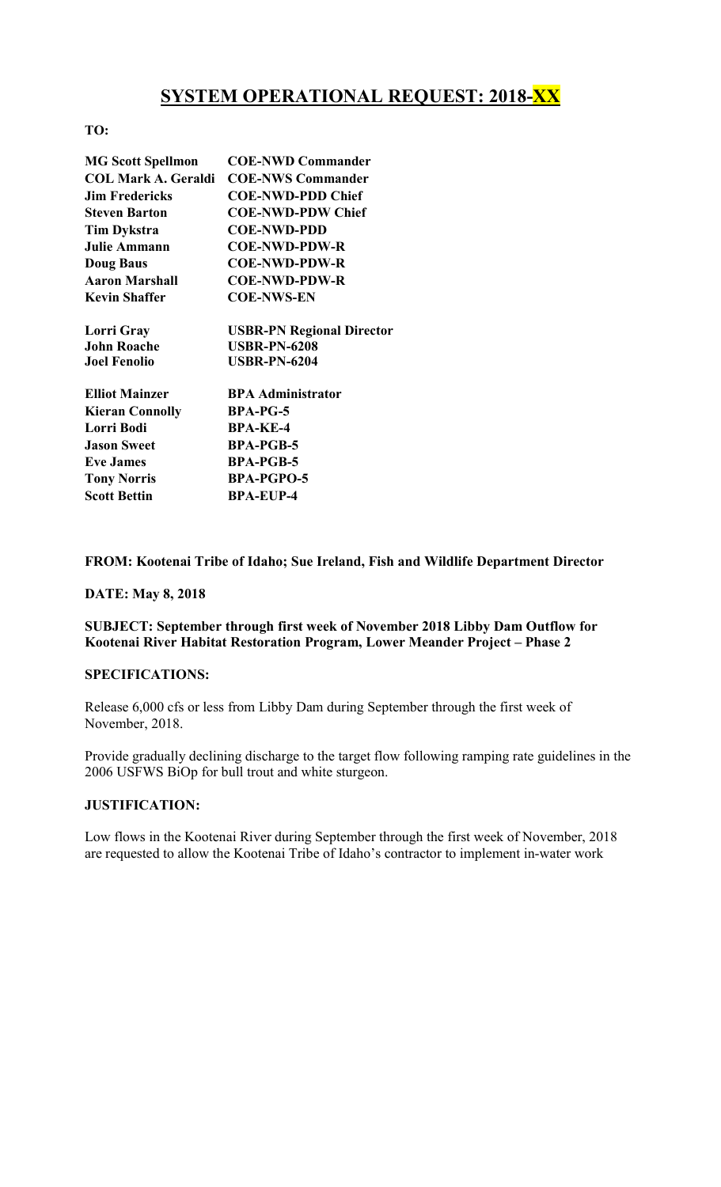# SYSTEM OPERATIONAL REQUEST: 2018-XX

**TO:**

| | |
|---|---|
| **MG Scott Spellmon** | **COE-NWD Commander** |
| **COL Mark A. Geraldi** | **COE-NWS Commander** |
| **Jim Fredericks** | **COE-NWD-PDD Chief** |
| **Steven Barton** | **COE-NWD-PDW Chief** |
| **Tim Dykstra** | **COE-NWD-PDD** |
| **Julie Ammann** | **COE-NWD-PDW-R** |
| **Doug Baus** | **COE-NWD-PDW-R** |
| **Aaron Marshall** | **COE-NWD-PDW-R** |
| **Kevin Shaffer** | **COE-NWS-EN** |
| | |
| **Lorri Gray** | **USBR-PN Regional Director** |
| **John Roache** | **USBR-PN-6208** |
| **Joel Fenolio** | **USBR-PN-6204** |
| | |
| **Elliot Mainzer** | **BPA Administrator** |
| **Kieran Connolly** | **BPA-PG-5** |
| **Lorri Bodi** | **BPA-KE-4** |
| **Jason Sweet** | **BPA-PGB-5** |
| **Eve James** | **BPA-PGB-5** |
| **Tony Norris** | **BPA-PGPO-5** |
| **Scott Bettin** | **BPA-EUP-4** |

**FROM: Kootenai Tribe of Idaho; Sue Ireland, Fish and Wildlife Department Director**

**DATE: May 8, 2018**

**SUBJECT: September through first week of November 2018 Libby Dam Outflow for Kootenai River Habitat Restoration Program, Lower Meander Project – Phase 2**

**SPECIFICATIONS:**

Release 6,000 cfs or less from Libby Dam during September through the first week of November, 2018.

Provide gradually declining discharge to the target flow following ramping rate guidelines in the 2006 USFWS BiOp for bull trout and white sturgeon.

**JUSTIFICATION:**

Low flows in the Kootenai River during September through the first week of November, 2018 are requested to allow the Kootenai Tribe of Idaho's contractor to implement in-water work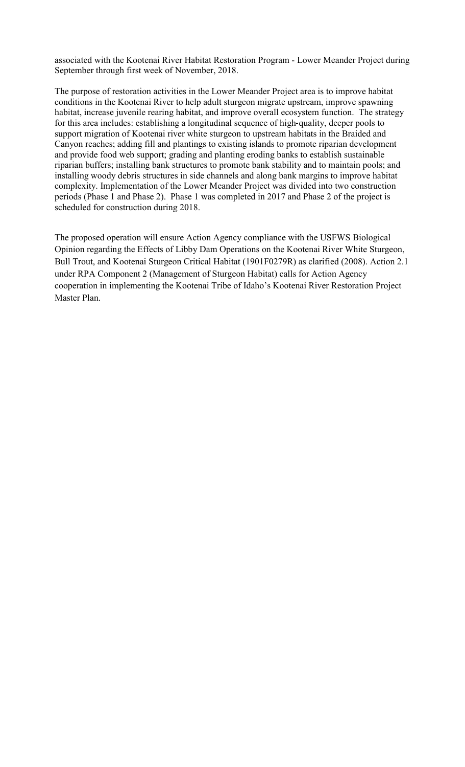associated with the Kootenai River Habitat Restoration Program - Lower Meander Project during September through first week of November, 2018.

The purpose of restoration activities in the Lower Meander Project area is to improve habitat conditions in the Kootenai River to help adult sturgeon migrate upstream, improve spawning habitat, increase juvenile rearing habitat, and improve overall ecosystem function. The strategy for this area includes: establishing a longitudinal sequence of high-quality, deeper pools to support migration of Kootenai river white sturgeon to upstream habitats in the Braided and Canyon reaches; adding fill and plantings to existing islands to promote riparian development and provide food web support; grading and planting eroding banks to establish sustainable riparian buffers; installing bank structures to promote bank stability and to maintain pools; and installing woody debris structures in side channels and along bank margins to improve habitat complexity. Implementation of the Lower Meander Project was divided into two construction periods (Phase 1 and Phase 2). Phase 1 was completed in 2017 and Phase 2 of the project is scheduled for construction during 2018.

The proposed operation will ensure Action Agency compliance with the USFWS Biological Opinion regarding the Effects of Libby Dam Operations on the Kootenai River White Sturgeon, Bull Trout, and Kootenai Sturgeon Critical Habitat (1901F0279R) as clarified (2008). Action 2.1 under RPA Component 2 (Management of Sturgeon Habitat) calls for Action Agency cooperation in implementing the Kootenai Tribe of Idaho's Kootenai River Restoration Project Master Plan.